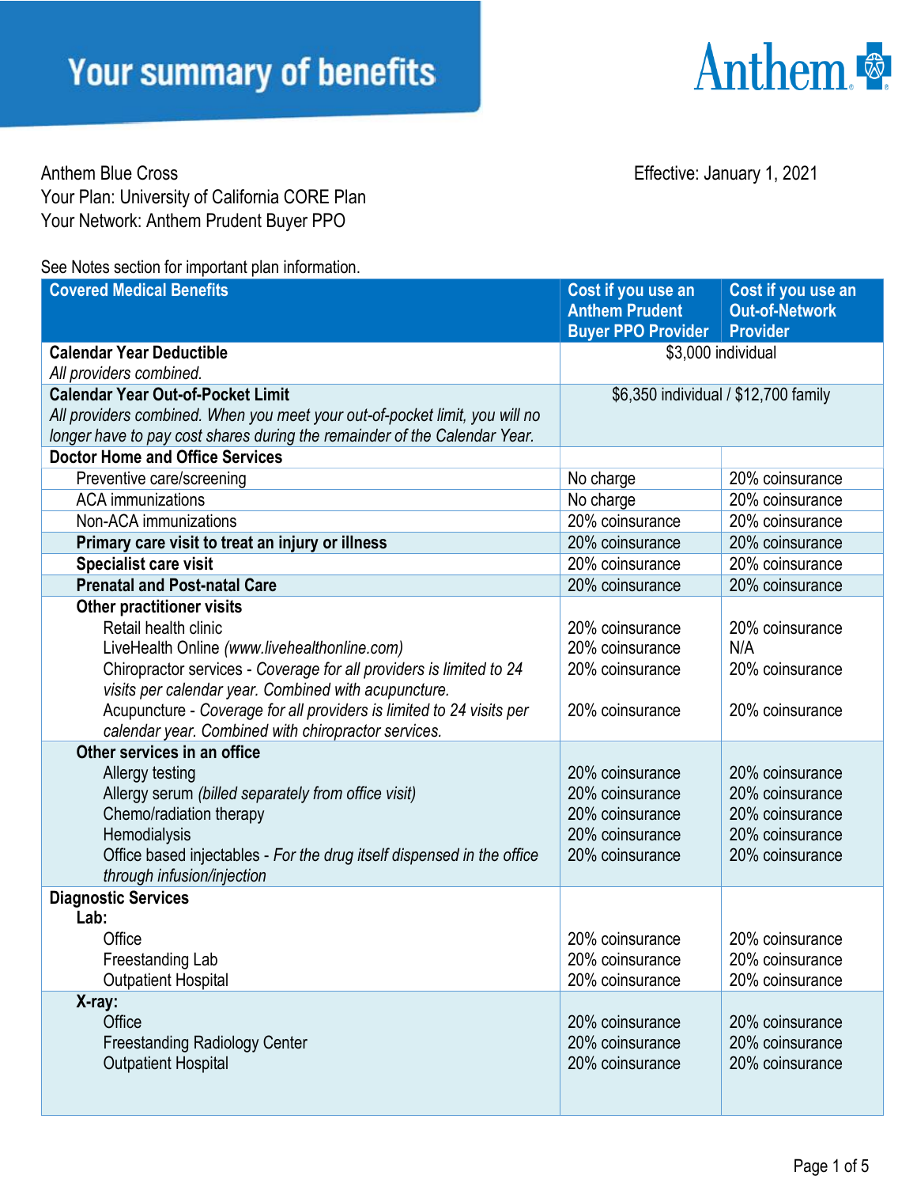# Your summary of benefits

Anthem

Anthem Blue Cross
Your Plan: University of California CORE Plan
Your Network: Anthem Prudent Buyer PPO

Effective: January 1, 2021

See Notes section for important plan information.

| Covered Medical Benefits | Cost if you use an Anthem Prudent Buyer PPO Provider | Cost if you use an Out-of-Network Provider |
|---|---|---|
| **Calendar Year Deductible** *All providers combined.* | $3,000 individual | |
| **Calendar Year Out-of-Pocket Limit** *All providers combined. When you meet your out-of-pocket limit, you will no longer have to pay cost shares during the remainder of the Calendar Year.* | $6,350 individual / $12,700 family | |
| **Doctor Home and Office Services** | | |
| Preventive care/screening | No charge | 20% coinsurance |
| ACA immunizations | No charge | 20% coinsurance |
| Non-ACA immunizations | 20% coinsurance | 20% coinsurance |
| **Primary care visit to treat an injury or illness** | 20% coinsurance | 20% coinsurance |
| **Specialist care visit** | 20% coinsurance | 20% coinsurance |
| **Prenatal and Post-natal Care** | 20% coinsurance | 20% coinsurance |
| **Other practitioner visits** | | |
| Retail health clinic | 20% coinsurance | 20% coinsurance |
| LiveHealth Online *(www.livehealthonline.com)* | 20% coinsurance | N/A |
| Chiropractor services - *Coverage for all providers is limited to 24 visits per calendar year. Combined with acupuncture.* | 20% coinsurance | 20% coinsurance |
| Acupuncture - *Coverage for all providers is limited to 24 visits per calendar year. Combined with chiropractor services.* | 20% coinsurance | 20% coinsurance |
| **Other services in an office** | | |
| Allergy testing | 20% coinsurance | 20% coinsurance |
| Allergy serum *(billed separately from office visit)* | 20% coinsurance | 20% coinsurance |
| Chemo/radiation therapy | 20% coinsurance | 20% coinsurance |
| Hemodialysis | 20% coinsurance | 20% coinsurance |
| Office based injectables - *For the drug itself dispensed in the office through infusion/injection* | 20% coinsurance | 20% coinsurance |
| **Diagnostic Services** | | |
| **Lab:** | | |
| Office | 20% coinsurance | 20% coinsurance |
| Freestanding Lab | 20% coinsurance | 20% coinsurance |
| Outpatient Hospital | 20% coinsurance | 20% coinsurance |
| **X-ray:** | | |
| Office | 20% coinsurance | 20% coinsurance |
| Freestanding Radiology Center | 20% coinsurance | 20% coinsurance |
| Outpatient Hospital | 20% coinsurance | 20% coinsurance |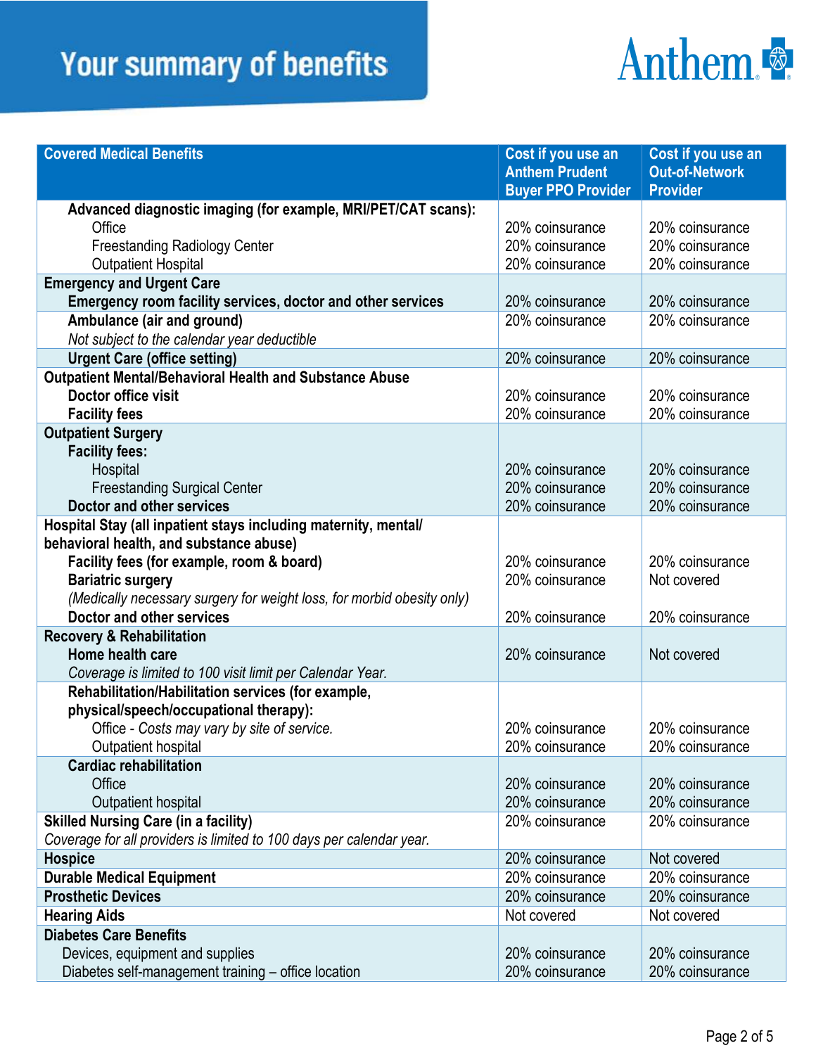# Your summary of benefits

Anthem

| Covered Medical Benefits | Cost if you use an Anthem Prudent Buyer PPO Provider | Cost if you use an Out-of-Network Provider |
|---|---|---|
| **Advanced diagnostic imaging (for example, MRI/PET/CAT scans):** | | |
| Office | 20% coinsurance | 20% coinsurance |
| Freestanding Radiology Center | 20% coinsurance | 20% coinsurance |
| Outpatient Hospital | 20% coinsurance | 20% coinsurance |
| **Emergency and Urgent Care** | | |
| **Emergency room facility services, doctor and other services** | 20% coinsurance | 20% coinsurance |
| **Ambulance (air and ground)** *Not subject to the calendar year deductible* | 20% coinsurance | 20% coinsurance |
| **Urgent Care (office setting)** | 20% coinsurance | 20% coinsurance |
| **Outpatient Mental/Behavioral Health and Substance Abuse** | | |
| **Doctor office visit** | 20% coinsurance | 20% coinsurance |
| **Facility fees** | 20% coinsurance | 20% coinsurance |
| **Outpatient Surgery** | | |
| **Facility fees:** | | |
| Hospital | 20% coinsurance | 20% coinsurance |
| Freestanding Surgical Center | 20% coinsurance | 20% coinsurance |
| **Doctor and other services** | 20% coinsurance | 20% coinsurance |
| **Hospital Stay (all inpatient stays including maternity, mental/ behavioral health, and substance abuse)** | | |
| **Facility fees (for example, room & board)** | 20% coinsurance | 20% coinsurance |
| **Bariatric surgery** *(Medically necessary surgery for weight loss, for morbid obesity only)* | 20% coinsurance | Not covered |
| **Doctor and other services** | 20% coinsurance | 20% coinsurance |
| **Recovery & Rehabilitation** | | |
| **Home health care** *Coverage is limited to 100 visit limit per Calendar Year.* | 20% coinsurance | Not covered |
| **Rehabilitation/Habilitation services (for example, physical/speech/occupational therapy):** | | |
| Office - *Costs may vary by site of service.* | 20% coinsurance | 20% coinsurance |
| Outpatient hospital | 20% coinsurance | 20% coinsurance |
| **Cardiac rehabilitation** | | |
| Office | 20% coinsurance | 20% coinsurance |
| Outpatient hospital | 20% coinsurance | 20% coinsurance |
| **Skilled Nursing Care (in a facility)** *Coverage for all providers is limited to 100 days per calendar year.* | 20% coinsurance | 20% coinsurance |
| **Hospice** | 20% coinsurance | Not covered |
| **Durable Medical Equipment** | 20% coinsurance | 20% coinsurance |
| **Prosthetic Devices** | 20% coinsurance | 20% coinsurance |
| **Hearing Aids** | Not covered | Not covered |
| **Diabetes Care Benefits** | | |
| Devices, equipment and supplies | 20% coinsurance | 20% coinsurance |
| Diabetes self-management training – office location | 20% coinsurance | 20% coinsurance |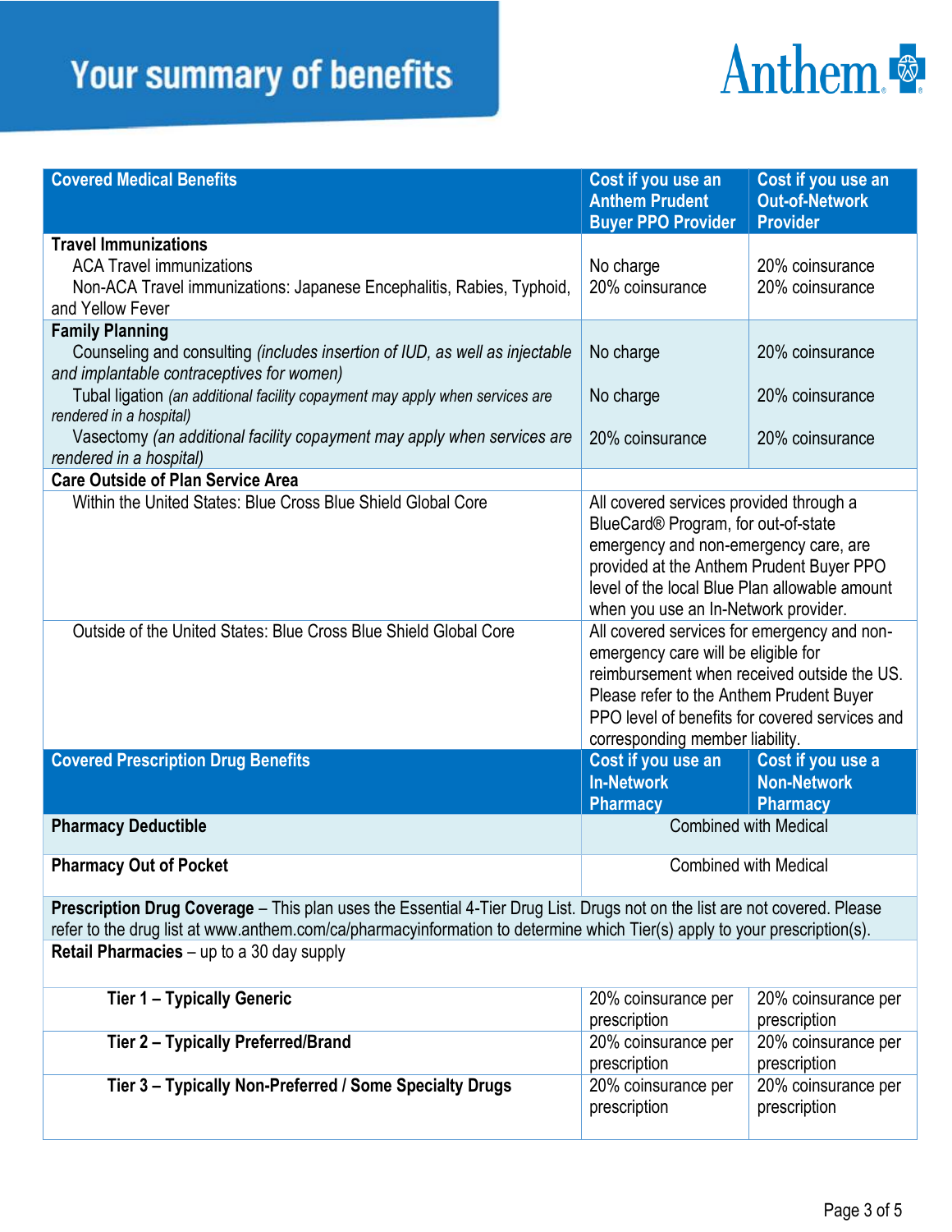# Your summary of benefits

Anthem

| Covered Medical Benefits | Cost if you use an Anthem Prudent Buyer PPO Provider | Cost if you use an Out-of-Network Provider |
|---|---|---|
| **Travel Immunizations** | | |
| ACA Travel immunizations | No charge | 20% coinsurance |
| Non-ACA Travel immunizations: Japanese Encephalitis, Rabies, Typhoid, and Yellow Fever | 20% coinsurance | 20% coinsurance |
| **Family Planning** | | |
| Counseling and consulting *(includes insertion of IUD, as well as injectable and implantable contraceptives for women)* | No charge | 20% coinsurance |
| Tubal ligation *(an additional facility copayment may apply when services are rendered in a hospital)* | No charge | 20% coinsurance |
| Vasectomy *(an additional facility copayment may apply when services are rendered in a hospital)* | 20% coinsurance | 20% coinsurance |
| **Care Outside of Plan Service Area** | | |
| Within the United States: Blue Cross Blue Shield Global Core | All covered services provided through a BlueCard® Program, for out-of-state emergency and non-emergency care, are provided at the Anthem Prudent Buyer PPO level of the local Blue Plan allowable amount when you use an In-Network provider. | |
| Outside of the United States: Blue Cross Blue Shield Global Core | All covered services for emergency and non-emergency care will be eligible for reimbursement when received outside the US. Please refer to the Anthem Prudent Buyer PPO level of benefits for covered services and corresponding member liability. | |

| Covered Prescription Drug Benefits | Cost if you use an In-Network Pharmacy | Cost if you use a Non-Network Pharmacy |
|---|---|---|
| **Pharmacy Deductible** | Combined with Medical | |
| **Pharmacy Out of Pocket** | Combined with Medical | |
| **Prescription Drug Coverage** – This plan uses the Essential 4-Tier Drug List. Drugs not on the list are not covered. Please refer to the drug list at www.anthem.com/ca/pharmacyinformation to determine which Tier(s) apply to your prescription(s). | | |
| **Retail Pharmacies** – up to a 30 day supply | | |
| **Tier 1 – Typically Generic** | 20% coinsurance per prescription | 20% coinsurance per prescription |
| **Tier 2 – Typically Preferred/Brand** | 20% coinsurance per prescription | 20% coinsurance per prescription |
| **Tier 3 – Typically Non-Preferred / Some Specialty Drugs** | 20% coinsurance per prescription | 20% coinsurance per prescription |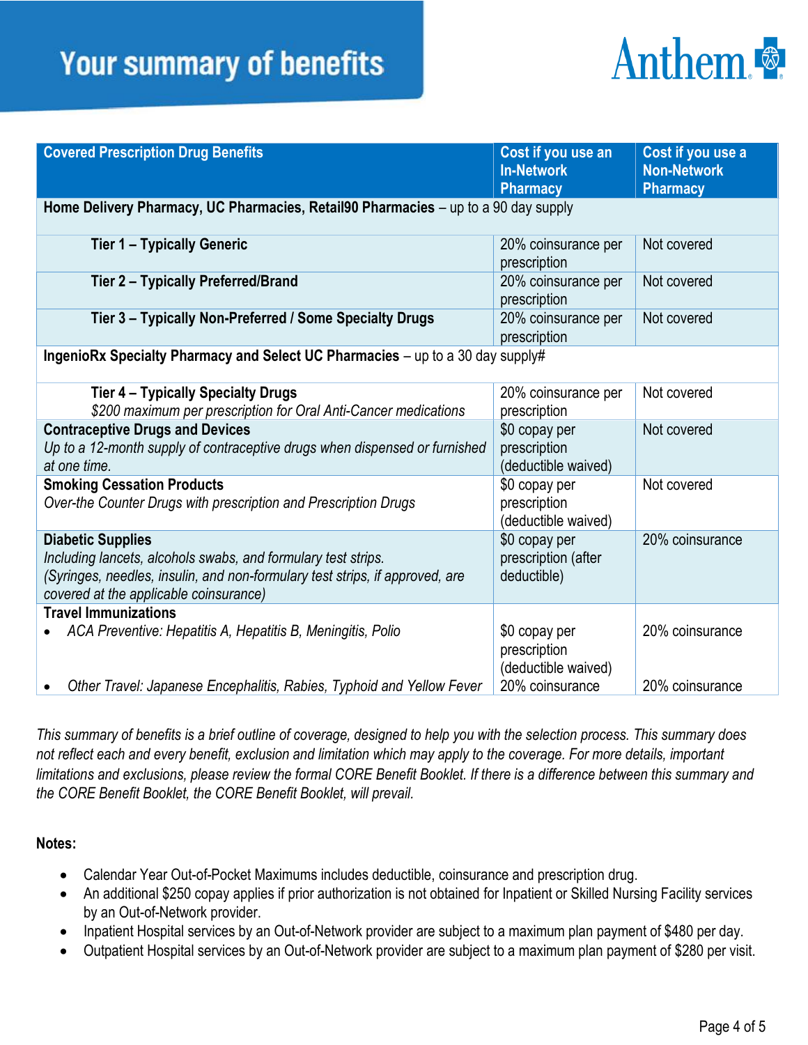# Your summary of benefits

| Covered Prescription Drug Benefits | Cost if you use an In-Network Pharmacy | Cost if you use a Non-Network Pharmacy |
|---|---|---|
| **Home Delivery Pharmacy, UC Pharmacies, Retail90 Pharmacies** – up to a 90 day supply | | |
| **Tier 1 – Typically Generic** | 20% coinsurance per prescription | Not covered |
| **Tier 2 – Typically Preferred/Brand** | 20% coinsurance per prescription | Not covered |
| **Tier 3 – Typically Non-Preferred / Some Specialty Drugs** | 20% coinsurance per prescription | Not covered |
| **IngenioRx Specialty Pharmacy and Select UC Pharmacies** – up to a 30 day supply# | | |
| **Tier 4 – Typically Specialty Drugs** *$200 maximum per prescription for Oral Anti-Cancer medications* | 20% coinsurance per prescription | Not covered |
| **Contraceptive Drugs and Devices** *Up to a 12-month supply of contraceptive drugs when dispensed or furnished at one time.* | $0 copay per prescription (deductible waived) | Not covered |
| **Smoking Cessation Products** *Over-the Counter Drugs with prescription and Prescription Drugs* | $0 copay per prescription (deductible waived) | Not covered |
| **Diabetic Supplies** *Including lancets, alcohols swabs, and formulary test strips. (Syringes, needles, insulin, and non-formulary test strips, if approved, are covered at the applicable coinsurance)* | $0 copay per prescription (after deductible) | 20% coinsurance |
| **Travel Immunizations** | | |
| • *ACA Preventive: Hepatitis A, Hepatitis B, Meningitis, Polio* | $0 copay per prescription (deductible waived) | 20% coinsurance |
| • *Other Travel: Japanese Encephalitis, Rabies, Typhoid and Yellow Fever* | 20% coinsurance | 20% coinsurance |

*This summary of benefits is a brief outline of coverage, designed to help you with the selection process. This summary does not reflect each and every benefit, exclusion and limitation which may apply to the coverage. For more details, important limitations and exclusions, please review the formal CORE Benefit Booklet. If there is a difference between this summary and the CORE Benefit Booklet, the CORE Benefit Booklet, will prevail.*

**Notes:**

- Calendar Year Out-of-Pocket Maximums includes deductible, coinsurance and prescription drug.
- An additional $250 copay applies if prior authorization is not obtained for Inpatient or Skilled Nursing Facility services by an Out-of-Network provider.
- Inpatient Hospital services by an Out-of-Network provider are subject to a maximum plan payment of $480 per day.
- Outpatient Hospital services by an Out-of-Network provider are subject to a maximum plan payment of $280 per visit.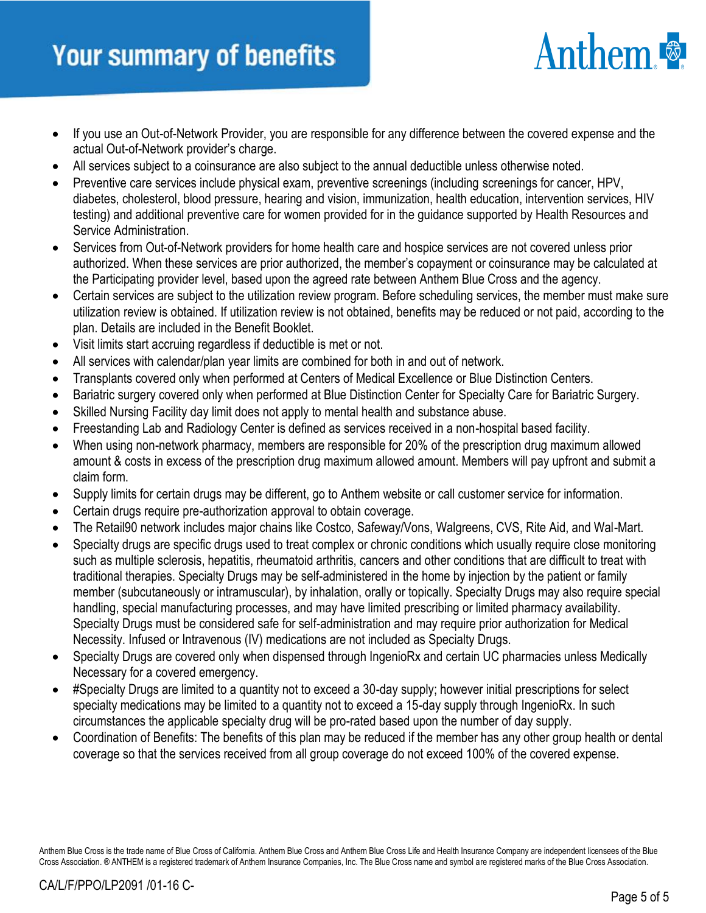# Your summary of benefits

Anthem

- If you use an Out-of-Network Provider, you are responsible for any difference between the covered expense and the actual Out-of-Network provider's charge.
- All services subject to a coinsurance are also subject to the annual deductible unless otherwise noted.
- Preventive care services include physical exam, preventive screenings (including screenings for cancer, HPV, diabetes, cholesterol, blood pressure, hearing and vision, immunization, health education, intervention services, HIV testing) and additional preventive care for women provided for in the guidance supported by Health Resources and Service Administration.
- Services from Out-of-Network providers for home health care and hospice services are not covered unless prior authorized. When these services are prior authorized, the member's copayment or coinsurance may be calculated at the Participating provider level, based upon the agreed rate between Anthem Blue Cross and the agency.
- Certain services are subject to the utilization review program. Before scheduling services, the member must make sure utilization review is obtained. If utilization review is not obtained, benefits may be reduced or not paid, according to the plan. Details are included in the Benefit Booklet.
- Visit limits start accruing regardless if deductible is met or not.
- All services with calendar/plan year limits are combined for both in and out of network.
- Transplants covered only when performed at Centers of Medical Excellence or Blue Distinction Centers.
- Bariatric surgery covered only when performed at Blue Distinction Center for Specialty Care for Bariatric Surgery.
- Skilled Nursing Facility day limit does not apply to mental health and substance abuse.
- Freestanding Lab and Radiology Center is defined as services received in a non-hospital based facility.
- When using non-network pharmacy, members are responsible for 20% of the prescription drug maximum allowed amount & costs in excess of the prescription drug maximum allowed amount. Members will pay upfront and submit a claim form.
- Supply limits for certain drugs may be different, go to Anthem website or call customer service for information.
- Certain drugs require pre-authorization approval to obtain coverage.
- The Retail90 network includes major chains like Costco, Safeway/Vons, Walgreens, CVS, Rite Aid, and Wal-Mart.
- Specialty drugs are specific drugs used to treat complex or chronic conditions which usually require close monitoring such as multiple sclerosis, hepatitis, rheumatoid arthritis, cancers and other conditions that are difficult to treat with traditional therapies. Specialty Drugs may be self-administered in the home by injection by the patient or family member (subcutaneously or intramuscular), by inhalation, orally or topically. Specialty Drugs may also require special handling, special manufacturing processes, and may have limited prescribing or limited pharmacy availability. Specialty Drugs must be considered safe for self-administration and may require prior authorization for Medical Necessity. Infused or Intravenous (IV) medications are not included as Specialty Drugs.
- Specialty Drugs are covered only when dispensed through IngenioRx and certain UC pharmacies unless Medically Necessary for a covered emergency.
- #Specialty Drugs are limited to a quantity not to exceed a 30-day supply; however initial prescriptions for select specialty medications may be limited to a quantity not to exceed a 15-day supply through IngenioRx. In such circumstances the applicable specialty drug will be pro-rated based upon the number of day supply.
- Coordination of Benefits: The benefits of this plan may be reduced if the member has any other group health or dental coverage so that the services received from all group coverage do not exceed 100% of the covered expense.

Anthem Blue Cross is the trade name of Blue Cross of California. Anthem Blue Cross and Anthem Blue Cross Life and Health Insurance Company are independent licensees of the Blue Cross Association. ® ANTHEM is a registered trademark of Anthem Insurance Companies, Inc. The Blue Cross name and symbol are registered marks of the Blue Cross Association.

CA/L/F/PPO/LP2091 /01-16 C-